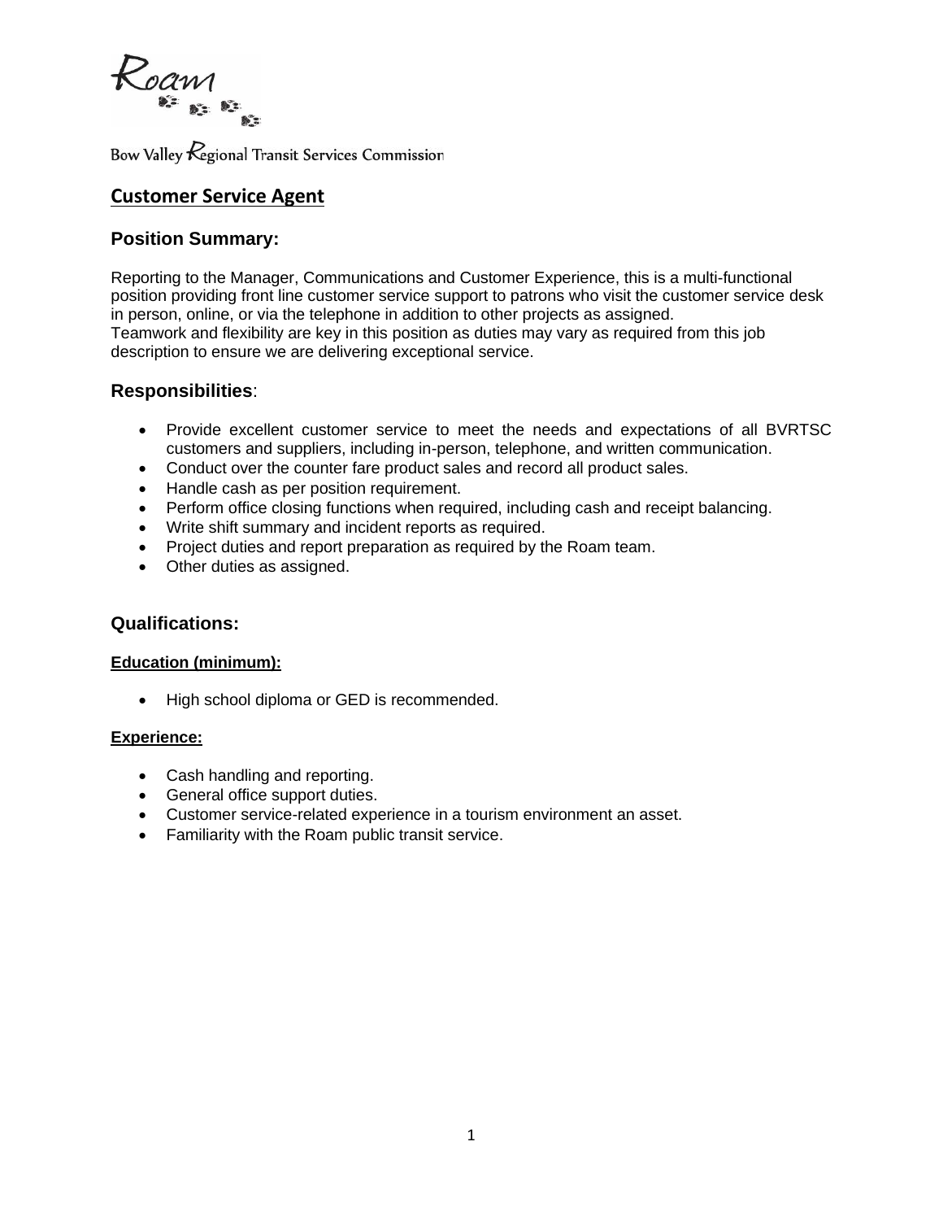Roam

Bow Valley Regional Transit Services Commission

# Customer Service Agent

## Position Summary:

Reporting to the Manager, Communications and Customer Experience, this is a multi-functional position providing front line customer service support to patrons who visit the customer service desk in person, online, or via the telephone in addition to other projects as assigned.
Teamwork and flexibility are key in this position as duties may vary as required from this job description to ensure we are delivering exceptional service.

## Responsibilities:

- Provide excellent customer service to meet the needs and expectations of all BVRTSC customers and suppliers, including in-person, telephone, and written communication.
- Conduct over the counter fare product sales and record all product sales.
- Handle cash as per position requirement.
- Perform office closing functions when required, including cash and receipt balancing.
- Write shift summary and incident reports as required.
- Project duties and report preparation as required by the Roam team.
- Other duties as assigned.

## Qualifications:

**Education (minimum):**

- High school diploma or GED is recommended.

**Experience:**

- Cash handling and reporting.
- General office support duties.
- Customer service-related experience in a tourism environment an asset.
- Familiarity with the Roam public transit service.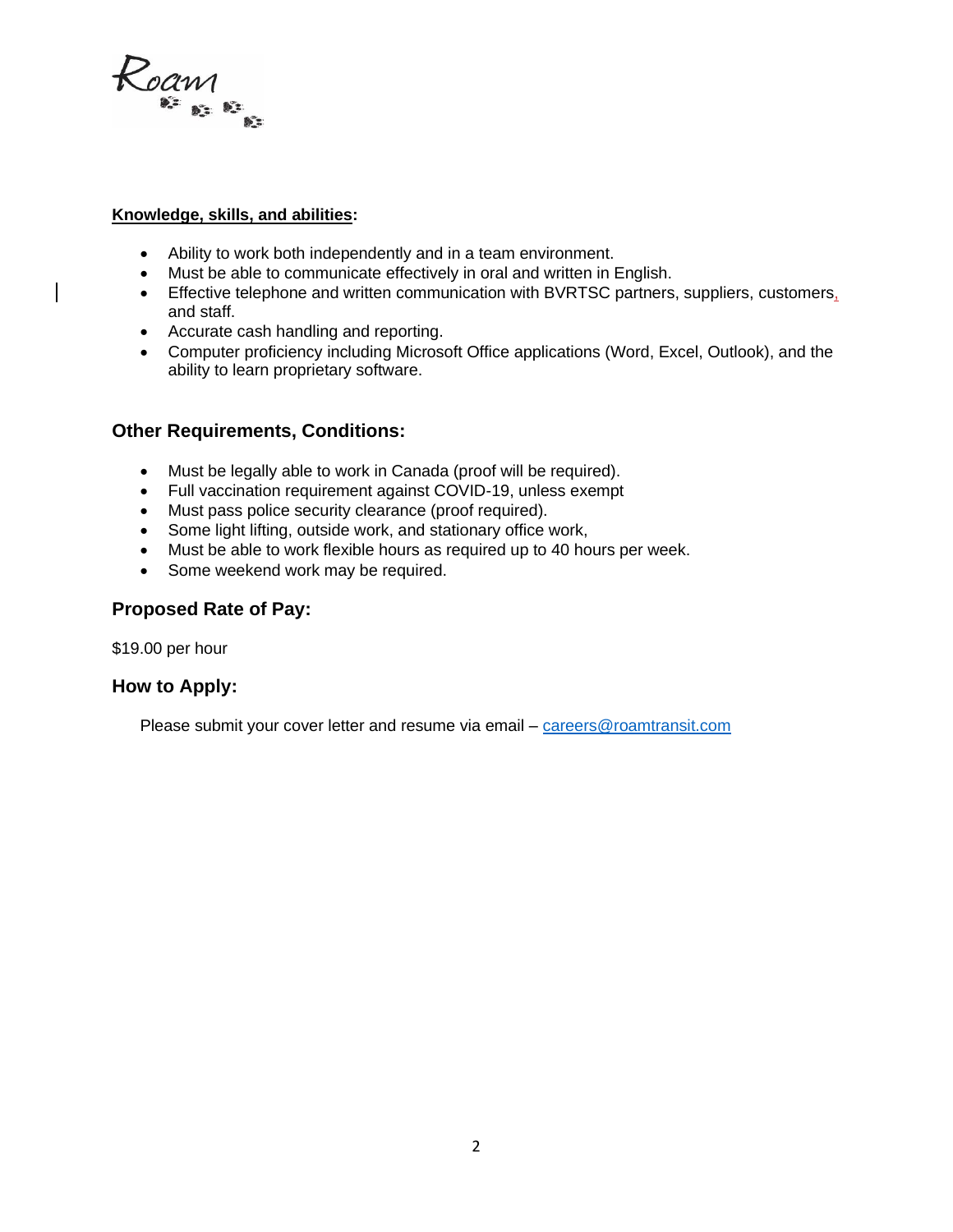**Knowledge, skills, and abilities:**

- Ability to work both independently and in a team environment.
- Must be able to communicate effectively in oral and written in English.
- Effective telephone and written communication with BVRTSC partners, suppliers, customers, and staff.
- Accurate cash handling and reporting.
- Computer proficiency including Microsoft Office applications (Word, Excel, Outlook), and the ability to learn proprietary software.

## Other Requirements, Conditions:

- Must be legally able to work in Canada (proof will be required).
- Full vaccination requirement against COVID-19, unless exempt
- Must pass police security clearance (proof required).
- Some light lifting, outside work, and stationary office work,
- Must be able to work flexible hours as required up to 40 hours per week.
- Some weekend work may be required.

## Proposed Rate of Pay:

$19.00 per hour

## How to Apply:

Please submit your cover letter and resume via email – careers@roamtransit.com